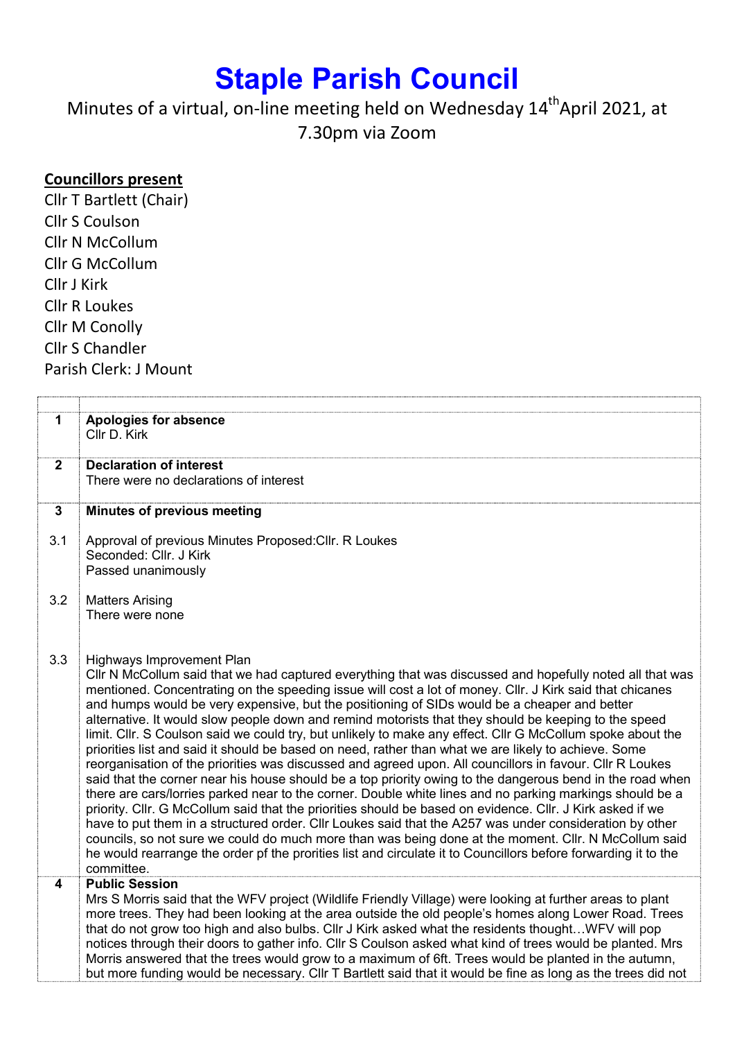# Staple Parish Council

Minutes of a virtual, on-line meeting held on Wednesday 14th April 2021, at 7.30pm via Zoom

**Councillors present**

Cllr T Bartlett (Chair)
Cllr S Coulson
Cllr N McCollum
Cllr G McCollum
Cllr J Kirk
Cllr R Loukes
Cllr M Conolly
Cllr S Chandler
Parish Clerk: J Mount

| | |
|---|---|
| **1** | **Apologies for absence**<br>Cllr D. Kirk |
| **2** | **Declaration of interest**<br>There were no declarations of interest |
| **3** | **Minutes of previous meeting** |
| 3.1 | Approval of previous Minutes Proposed:Cllr. R Loukes<br>Seconded: Cllr. J Kirk<br>Passed unanimously |
| 3.2 | Matters Arising<br>There were none |
| 3.3 | Highways Improvement Plan<br>Cllr N McCollum said that we had captured everything that was discussed and hopefully noted all that was mentioned. Concentrating on the speeding issue will cost a lot of money. Cllr. J Kirk said that chicanes and humps would be very expensive, but the positioning of SIDs would be a cheaper and better alternative. It would slow people down and remind motorists that they should be keeping to the speed limit. Cllr. S Coulson said we could try, but unlikely to make any effect. Cllr G McCollum spoke about the priorities list and said it should be based on need, rather than what we are likely to achieve. Some reorganisation of the priorities was discussed and agreed upon. All councillors in favour. Cllr R Loukes said that the corner near his house should be a top priority owing to the dangerous bend in the road when there are cars/lorries parked near to the corner. Double white lines and no parking markings should be a priority. Cllr. G McCollum said that the priorities should be based on evidence. Cllr. J Kirk asked if we have to put them in a structured order. Cllr Loukes said that the A257 was under consideration by other councils, so not sure we could do much more than was being done at the moment. Cllr. N McCollum said he would rearrange the order pf the prorities list and circulate it to Councillors before forwarding it to the committee. |
| **4** | **Public Session**<br>Mrs S Morris said that the WFV project (Wildlife Friendly Village) were looking at further areas to plant more trees. They had been looking at the area outside the old people's homes along Lower Road. Trees that do not grow too high and also bulbs. Cllr J Kirk asked what the residents thought…WFV will pop notices through their doors to gather info. Cllr S Coulson asked what kind of trees would be planted. Mrs Morris answered that the trees would grow to a maximum of 6ft. Trees would be planted in the autumn, but more funding would be necessary. Cllr T Bartlett said that it would be fine as long as the trees did not |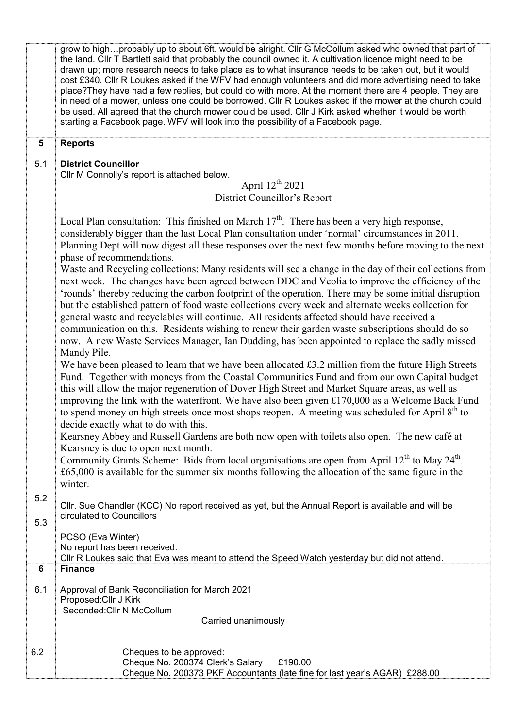grow to high…probably up to about 6ft. would be alright. Cllr G McCollum asked who owned that part of the land. Cllr T Bartlett said that probably the council owned it. A cultivation licence might need to be drawn up; more research needs to take place as to what insurance needs to be taken out, but it would cost £340. Cllr R Loukes asked if the WFV had enough volunteers and did more advertising need to take place?They have had a few replies, but could do with more. At the moment there are 4 people. They are in need of a mower, unless one could be borrowed. Cllr R Loukes asked if the mower at the church could be used. All agreed that the church mower could be used. Cllr J Kirk asked whether it would be worth starting a Facebook page. WFV will look into the possibility of a Facebook page.

## 5 Reports

### 5.1 District Councillor

Cllr M Connolly's report is attached below.

April 12th 2021
District Councillor's Report

Local Plan consultation: This finished on March 17th. There has been a very high response, considerably bigger than the last Local Plan consultation under 'normal' circumstances in 2011. Planning Dept will now digest all these responses over the next few months before moving to the next phase of recommendations.

Waste and Recycling collections: Many residents will see a change in the day of their collections from next week. The changes have been agreed between DDC and Veolia to improve the efficiency of the 'rounds' thereby reducing the carbon footprint of the operation. There may be some initial disruption but the established pattern of food waste collections every week and alternate weeks collection for general waste and recyclables will continue. All residents affected should have received a communication on this. Residents wishing to renew their garden waste subscriptions should do so now. A new Waste Services Manager, Ian Dudding, has been appointed to replace the sadly missed Mandy Pile.

We have been pleased to learn that we have been allocated £3.2 million from the future High Streets Fund. Together with moneys from the Coastal Communities Fund and from our own Capital budget this will allow the major regeneration of Dover High Street and Market Square areas, as well as improving the link with the waterfront. We have also been given £170,000 as a Welcome Back Fund to spend money on high streets once most shops reopen. A meeting was scheduled for April 8th to decide exactly what to do with this.

Kearsney Abbey and Russell Gardens are both now open with toilets also open. The new café at Kearsney is due to open next month.

Community Grants Scheme: Bids from local organisations are open from April 12th to May 24th. £65,000 is available for the summer six months following the allocation of the same figure in the winter.

### 5.2

Cllr. Sue Chandler (KCC) No report received as yet, but the Annual Report is available and will be circulated to Councillors

### 5.3

PCSO (Eva Winter)
No report has been received.
Cllr R Loukes said that Eva was meant to attend the Speed Watch yesterday but did not attend.

## 6 Finance

### 6.1

Approval of Bank Reconciliation for March 2021
Proposed:Cllr J Kirk
Seconded:Cllr N McCollum

Carried unanimously

### 6.2

Cheques to be approved:
Cheque No. 200374 Clerk's Salary £190.00
Cheque No. 200373 PKF Accountants (late fine for last year's AGAR) £288.00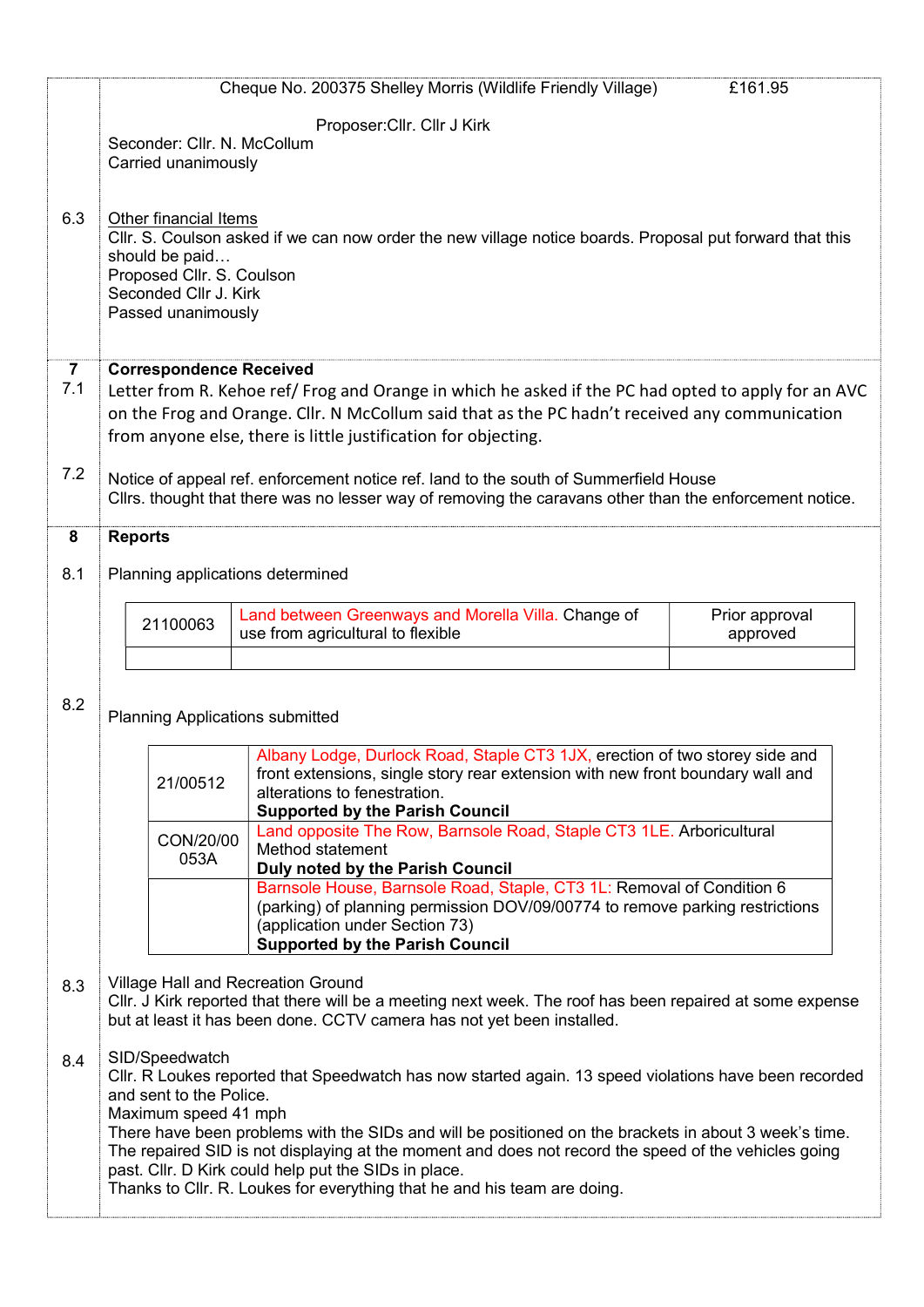Cheque No. 200375 Shelley Morris (Wildlife Friendly Village) £161.95

Proposer:Cllr. Cllr J Kirk
Seconder: Cllr. N. McCollum
Carried unanimously

6.3 Other financial Items

Cllr. S. Coulson asked if we can now order the new village notice boards. Proposal put forward that this should be paid…
Proposed Cllr. S. Coulson
Seconded Cllr J. Kirk
Passed unanimously

**7 Correspondence Received**

7.1 Letter from R. Kehoe ref/ Frog and Orange in which he asked if the PC had opted to apply for an AVC on the Frog and Orange. Cllr. N McCollum said that as the PC hadn't received any communication from anyone else, there is little justification for objecting.

7.2 Notice of appeal ref. enforcement notice ref. land to the south of Summerfield House
Cllrs. thought that there was no lesser way of removing the caravans other than the enforcement notice.

**8 Reports**

8.1 Planning applications determined

| 21100063 | Land between Greenways and Morella Villa. Change of use from agricultural to flexible | Prior approval approved |
|---|---|---|
| | | |

8.2 Planning Applications submitted

| 21/00512 | Albany Lodge, Durlock Road, Staple CT3 1JX, erection of two storey side and front extensions, single story rear extension with new front boundary wall and alterations to fenestration. **Supported by the Parish Council** |
|---|---|
| CON/20/00 053A | Land opposite The Row, Barnsole Road, Staple CT3 1LE. Arboricultural Method statement **Duly noted by the Parish Council** |
| | Barnsole House, Barnsole Road, Staple, CT3 1L: Removal of Condition 6 (parking) of planning permission DOV/09/00774 to remove parking restrictions (application under Section 73) **Supported by the Parish Council** |

8.3 Village Hall and Recreation Ground
Cllr. J Kirk reported that there will be a meeting next week. The roof has been repaired at some expense but at least it has been done. CCTV camera has not yet been installed.

8.4 SID/Speedwatch
Cllr. R Loukes reported that Speedwatch has now started again. 13 speed violations have been recorded and sent to the Police.
Maximum speed 41 mph
There have been problems with the SIDs and will be positioned on the brackets in about 3 week's time. The repaired SID is not displaying at the moment and does not record the speed of the vehicles going past. Cllr. D Kirk could help put the SIDs in place.
Thanks to Cllr. R. Loukes for everything that he and his team are doing.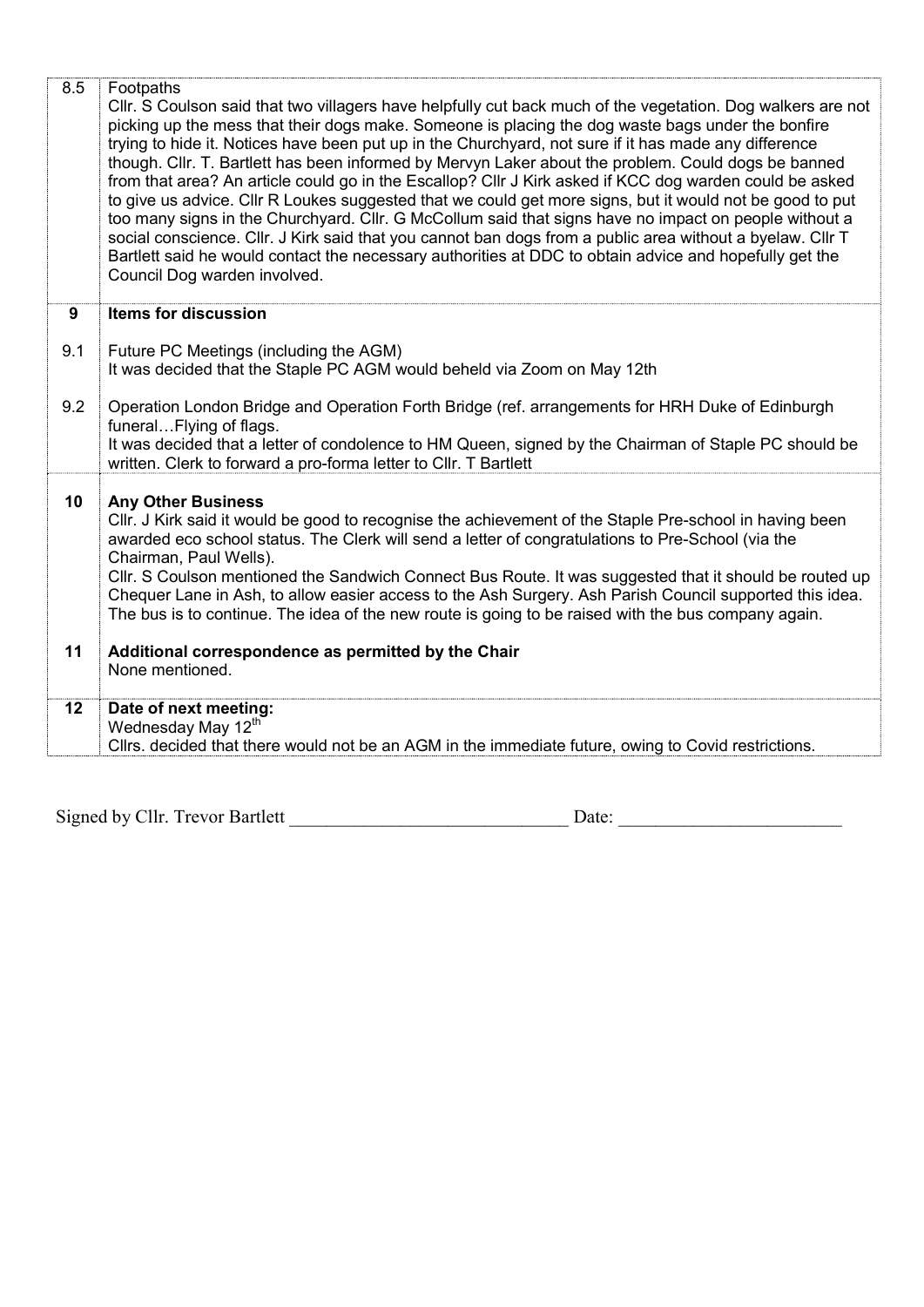| | |
|---|---|
| 8.5 | Footpaths<br>Cllr. S Coulson said that two villagers have helpfully cut back much of the vegetation. Dog walkers are not picking up the mess that their dogs make. Someone is placing the dog waste bags under the bonfire trying to hide it. Notices have been put up in the Churchyard, not sure if it has made any difference though. Cllr. T. Bartlett has been informed by Mervyn Laker about the problem. Could dogs be banned from that area? An article could go in the Escallop? Cllr J Kirk asked if KCC dog warden could be asked to give us advice. Cllr R Loukes suggested that we could get more signs, but it would not be good to put too many signs in the Churchyard. Cllr. G McCollum said that signs have no impact on people without a social conscience. Cllr. J Kirk said that you cannot ban dogs from a public area without a byelaw. Cllr T Bartlett said he would contact the necessary authorities at DDC to obtain advice and hopefully get the Council Dog warden involved. |
| **9** | **Items for discussion** |
| 9.1 | Future PC Meetings (including the AGM)<br>It was decided that the Staple PC AGM would beheld via Zoom on May 12th |
| 9.2 | Operation London Bridge and Operation Forth Bridge (ref. arrangements for HRH Duke of Edinburgh funeral…Flying of flags.<br>It was decided that a letter of condolence to HM Queen, signed by the Chairman of Staple PC should be written. Clerk to forward a pro-forma letter to Cllr. T Bartlett |
| **10** | **Any Other Business**<br>Cllr. J Kirk said it would be good to recognise the achievement of the Staple Pre-school in having been awarded eco school status. The Clerk will send a letter of congratulations to Pre-School (via the Chairman, Paul Wells).<br>Cllr. S Coulson mentioned the Sandwich Connect Bus Route. It was suggested that it should be routed up Chequer Lane in Ash, to allow easier access to the Ash Surgery. Ash Parish Council supported this idea. The bus is to continue. The idea of the new route is going to be raised with the bus company again. |
| **11** | **Additional correspondence as permitted by the Chair**<br>None mentioned. |
| **12** | **Date of next meeting:**<br>Wednesday May 12th<br>Cllrs. decided that there would not be an AGM in the immediate future, owing to Covid restrictions. |

Signed by Cllr. Trevor Bartlett ______________________________ Date: ________________________